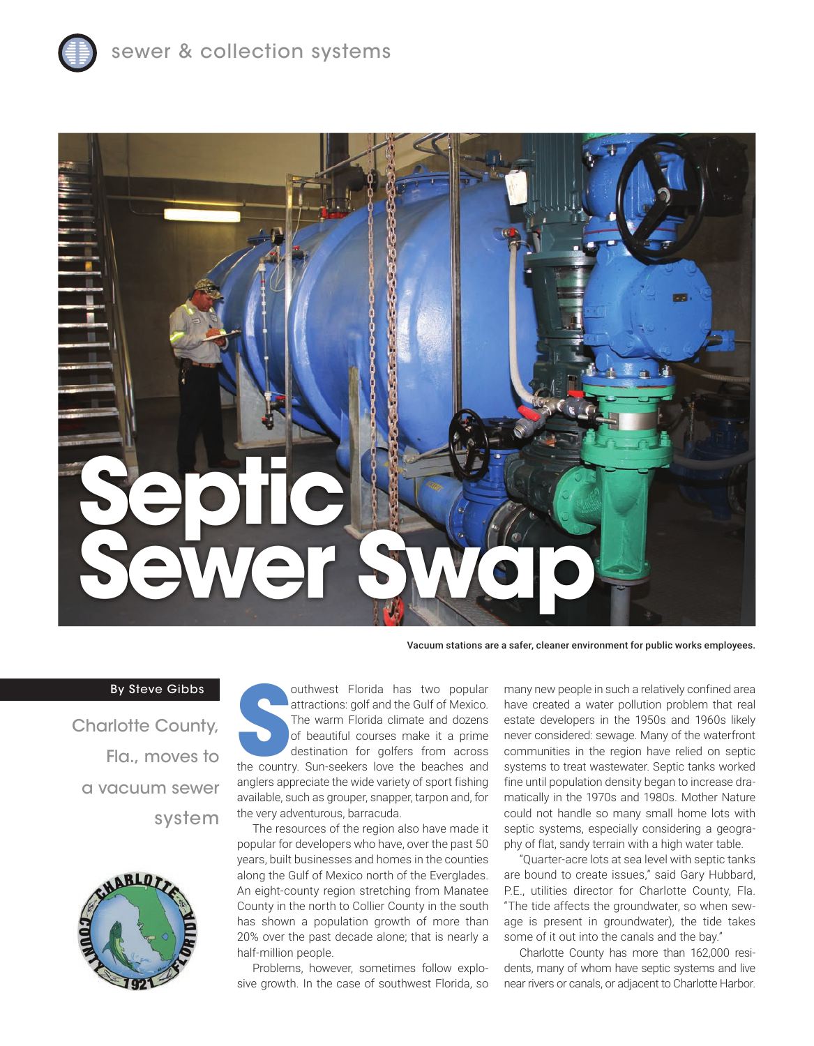sewer & collection systems

# Septic Sewer Swap

Vacuum stations are a safer, cleaner environment for public works employees.

By Steve Gibbs

## Charlotte County, Fla., moves to a vacuum sewer system

Southwest Florida has two popular attractions: golf and the Gulf of Mexico. The warm Florida climate and dozens of beautiful courses make it a prime destination for golfers from across the country. Sun-seekers love the beaches and anglers appreciate the wide variety of sport fishing available, such as grouper, snapper, tarpon and, for the very adventurous, barracuda.

The resources of the region also have made it popular for developers who have, over the past 50 years, built businesses and homes in the counties along the Gulf of Mexico north of the Everglades. An eight-county region stretching from Manatee County in the north to Collier County in the south has shown a population growth of more than 20% over the past decade alone; that is nearly a half-million people.

Problems, however, sometimes follow explosive growth. In the case of southwest Florida, so many new people in such a relatively confined area have created a water pollution problem that real estate developers in the 1950s and 1960s likely never considered: sewage. Many of the waterfront communities in the region have relied on septic systems to treat wastewater. Septic tanks worked fine until population density began to increase dramatically in the 1970s and 1980s. Mother Nature could not handle so many small home lots with septic systems, especially considering a geography of flat, sandy terrain with a high water table.

"Quarter-acre lots at sea level with septic tanks are bound to create issues," said Gary Hubbard, P.E., utilities director for Charlotte County, Fla. "The tide affects the groundwater, so when sewage is present in groundwater), the tide takes some of it out into the canals and the bay."

Charlotte County has more than 162,000 residents, many of whom have septic systems and live near rivers or canals, or adjacent to Charlotte Harbor.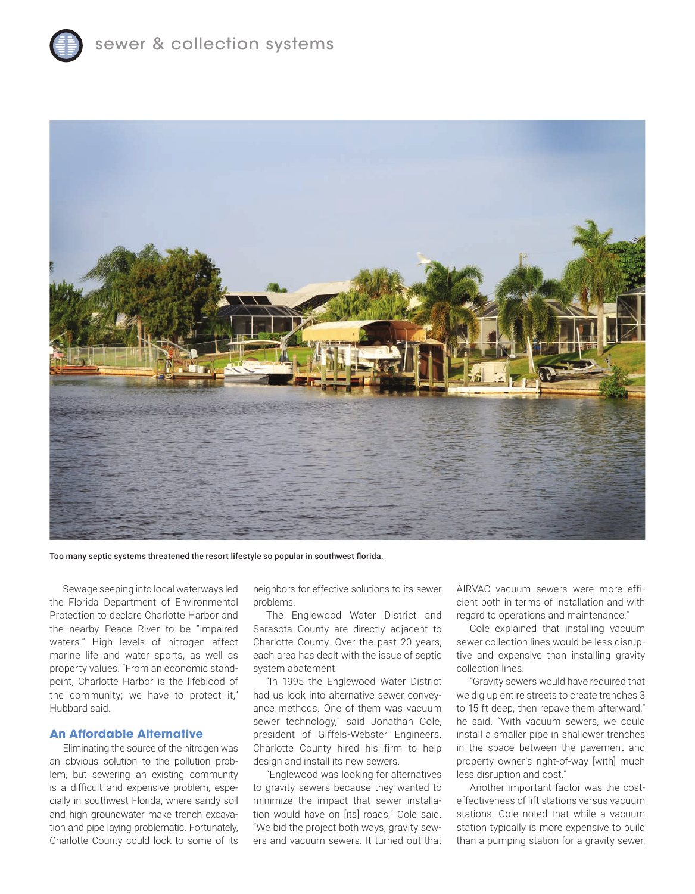Too many septic systems threatened the resort lifestyle so popular in southwest florida.

Sewage seeping into local waterways led the Florida Department of Environmental Protection to declare Charlotte Harbor and the nearby Peace River to be "impaired waters." High levels of nitrogen affect marine life and water sports, as well as property values. "From an economic standpoint, Charlotte Harbor is the lifeblood of the community; we have to protect it," Hubbard said.

## An Affordable Alternative

Eliminating the source of the nitrogen was an obvious solution to the pollution problem, but sewering an existing community is a difficult and expensive problem, especially in southwest Florida, where sandy soil and high groundwater make trench excavation and pipe laying problematic. Fortunately, Charlotte County could look to some of its neighbors for effective solutions to its sewer problems.

The Englewood Water District and Sarasota County are directly adjacent to Charlotte County. Over the past 20 years, each area has dealt with the issue of septic system abatement.

"In 1995 the Englewood Water District had us look into alternative sewer conveyance methods. One of them was vacuum sewer technology," said Jonathan Cole, president of Giffels-Webster Engineers. Charlotte County hired his firm to help design and install its new sewers.

"Englewood was looking for alternatives to gravity sewers because they wanted to minimize the impact that sewer installation would have on [its] roads," Cole said. "We bid the project both ways, gravity sewers and vacuum sewers. It turned out that AIRVAC vacuum sewers were more efficient both in terms of installation and with regard to operations and maintenance."

Cole explained that installing vacuum sewer collection lines would be less disruptive and expensive than installing gravity collection lines.

"Gravity sewers would have required that we dig up entire streets to create trenches 3 to 15 ft deep, then repave them afterward," he said. "With vacuum sewers, we could install a smaller pipe in shallower trenches in the space between the pavement and property owner's right-of-way [with] much less disruption and cost."

Another important factor was the cost-effectiveness of lift stations versus vacuum stations. Cole noted that while a vacuum station typically is more expensive to build than a pumping station for a gravity sewer,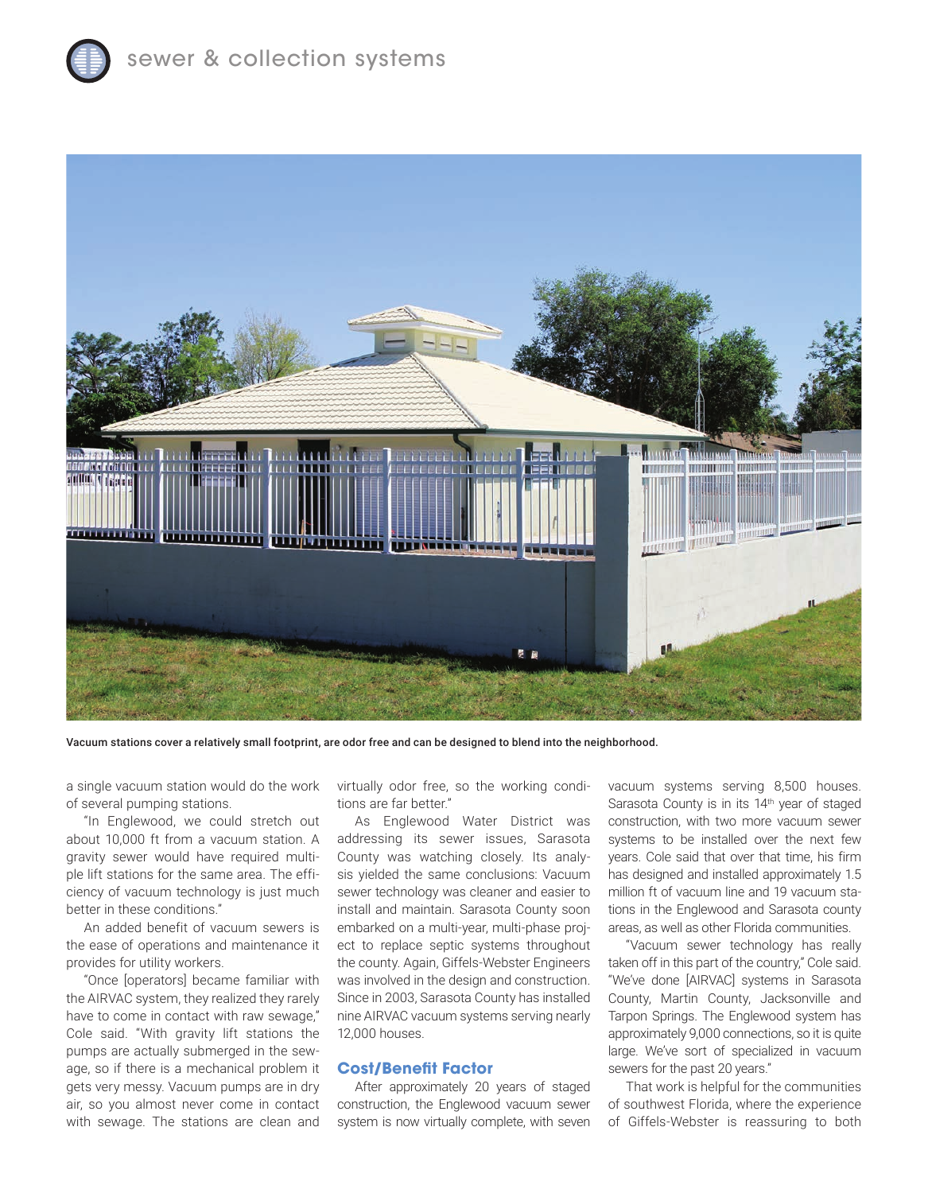Vacuum stations cover a relatively small footprint, are odor free and can be designed to blend into the neighborhood.

a single vacuum station would do the work of several pumping stations.

"In Englewood, we could stretch out about 10,000 ft from a vacuum station. A gravity sewer would have required multiple lift stations for the same area. The efficiency of vacuum technology is just much better in these conditions."

An added benefit of vacuum sewers is the ease of operations and maintenance it provides for utility workers.

"Once [operators] became familiar with the AIRVAC system, they realized they rarely have to come in contact with raw sewage," Cole said. "With gravity lift stations the pumps are actually submerged in the sewage, so if there is a mechanical problem it gets very messy. Vacuum pumps are in dry air, so you almost never come in contact with sewage. The stations are clean and virtually odor free, so the working conditions are far better."

As Englewood Water District was addressing its sewer issues, Sarasota County was watching closely. Its analysis yielded the same conclusions: Vacuum sewer technology was cleaner and easier to install and maintain. Sarasota County soon embarked on a multi-year, multi-phase project to replace septic systems throughout the county. Again, Giffels-Webster Engineers was involved in the design and construction. Since in 2003, Sarasota County has installed nine AIRVAC vacuum systems serving nearly 12,000 houses.

## Cost/Benefit Factor

After approximately 20 years of staged construction, the Englewood vacuum sewer system is now virtually complete, with seven vacuum systems serving 8,500 houses. Sarasota County is in its 14th year of staged construction, with two more vacuum sewer systems to be installed over the next few years. Cole said that over that time, his firm has designed and installed approximately 1.5 million ft of vacuum line and 19 vacuum stations in the Englewood and Sarasota county areas, as well as other Florida communities.

"Vacuum sewer technology has really taken off in this part of the country," Cole said. "We've done [AIRVAC] systems in Sarasota County, Martin County, Jacksonville and Tarpon Springs. The Englewood system has approximately 9,000 connections, so it is quite large. We've sort of specialized in vacuum sewers for the past 20 years."

That work is helpful for the communities of southwest Florida, where the experience of Giffels-Webster is reassuring to both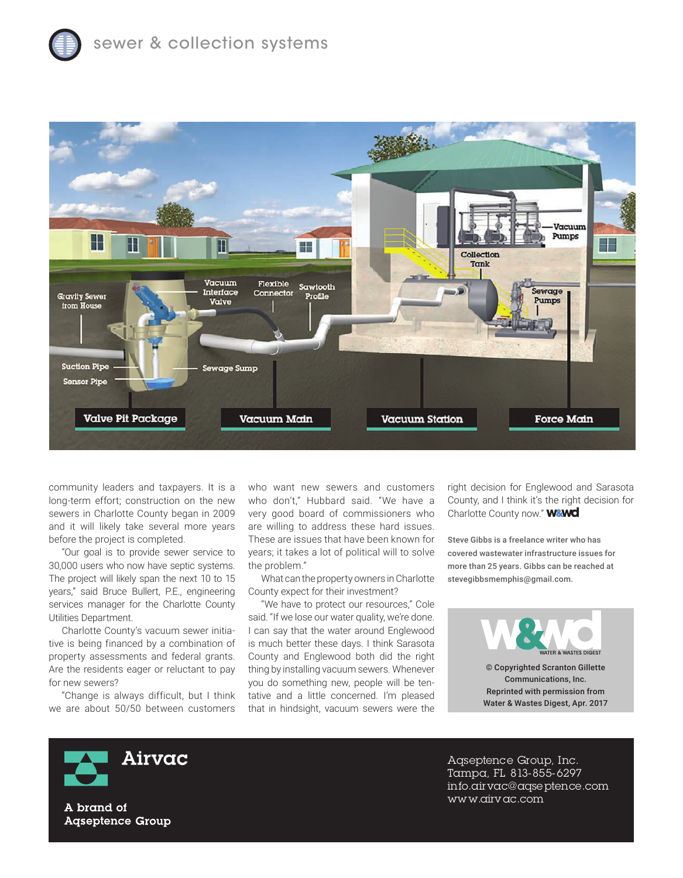community leaders and taxpayers. It is a long-term effort; construction on the new sewers in Charlotte County began in 2009 and it will likely take several more years before the project is completed.

"Our goal is to provide sewer service to 30,000 users who now have septic systems. The project will likely span the next 10 to 15 years," said Bruce Bullert, P.E., engineering services manager for the Charlotte County Utilities Department.

Charlotte County's vacuum sewer initiative is being financed by a combination of property assessments and federal grants. Are the residents eager or reluctant to pay for new sewers?

"Change is always difficult, but I think we are about 50/50 between customers who want new sewers and customers who don't," Hubbard said. "We have a very good board of commissioners who are willing to address these hard issues. These are issues that have been known for years; it takes a lot of political will to solve the problem."

What can the property owners in Charlotte County expect for their investment?

"We have to protect our resources," Cole said. "If we lose our water quality, we're done. I can say that the water around Englewood is much better these days. I think Sarasota County and Englewood both did the right thing by installing vacuum sewers. Whenever you do something new, people will be tentative and a little concerned. I'm pleased that in hindsight, vacuum sewers were the right decision for Englewood and Sarasota County, and I think it's the right decision for Charlotte County now." **w&wd**

**Steve Gibbs is a freelance writer who has covered wastewater infrastructure issues for more than 25 years. Gibbs can be reached at stevegibbsmemphis@gmail.com.**

w&wd WATER & WASTES DIGEST

**© Copyrighted Scranton Gillette Communications, Inc. Reprinted with permission from Water & Wastes Digest, Apr. 2017**

**Airvac**

**A brand of Aqseptence Group**

Aqseptence Group, Inc.
Tampa, FL 813-855-6297
info.airvac@aqseptence.com
www.airvac.com